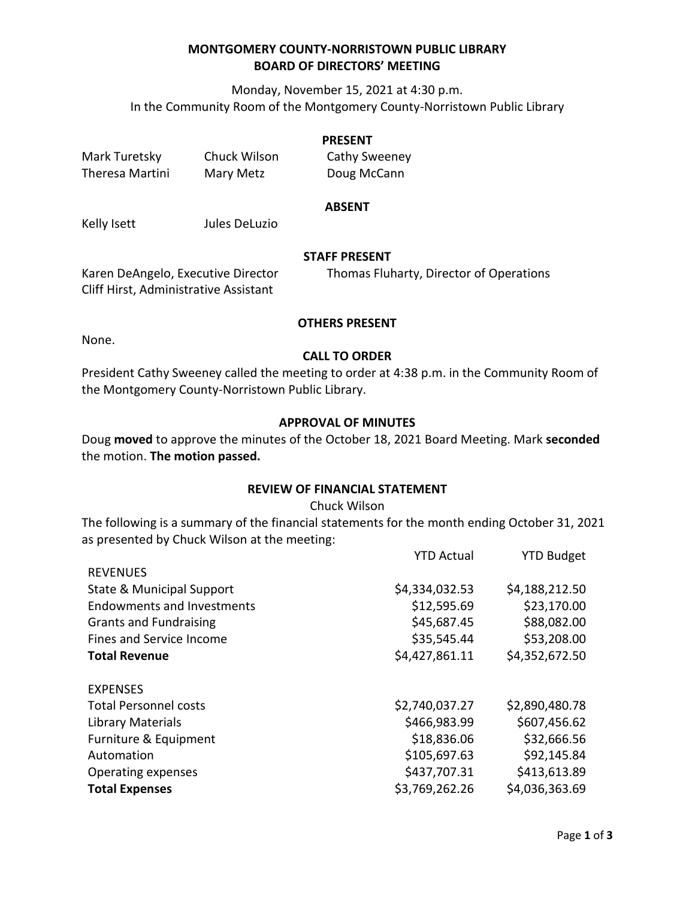# MONTGOMERY COUNTY-NORRISTOWN PUBLIC LIBRARY
# BOARD OF DIRECTORS' MEETING

Monday, November 15, 2021 at 4:30 p.m.
In the Community Room of the Montgomery County-Norristown Public Library

## PRESENT

| | | |
|---|---|---|
| Mark Turetsky | Chuck Wilson | Cathy Sweeney |
| Theresa Martini | Mary Metz | Doug McCann |

## ABSENT

Kelly Isett    Jules DeLuzio

## STAFF PRESENT

Karen DeAngelo, Executive Director
Thomas Fluharty, Director of Operations
Cliff Hirst, Administrative Assistant

## OTHERS PRESENT

None.

## CALL TO ORDER

President Cathy Sweeney called the meeting to order at 4:38 p.m. in the Community Room of the Montgomery County-Norristown Public Library.

## APPROVAL OF MINUTES

Doug **moved** to approve the minutes of the October 18, 2021 Board Meeting. Mark **seconded** the motion. **The motion passed.**

## REVIEW OF FINANCIAL STATEMENT

Chuck Wilson

The following is a summary of the financial statements for the month ending October 31, 2021 as presented by Chuck Wilson at the meeting:

| | YTD Actual | YTD Budget |
|---|---|---|
| REVENUES | | |
| State & Municipal Support | \$4,334,032.53 | \$4,188,212.50 |
| Endowments and Investments | \$12,595.69 | \$23,170.00 |
| Grants and Fundraising | \$45,687.45 | \$88,082.00 |
| Fines and Service Income | \$35,545.44 | \$53,208.00 |
| **Total Revenue** | \$4,427,861.11 | \$4,352,672.50 |
| | | |
| EXPENSES | | |
| Total Personnel costs | \$2,740,037.27 | \$2,890,480.78 |
| Library Materials | \$466,983.99 | \$607,456.62 |
| Furniture & Equipment | \$18,836.06 | \$32,666.56 |
| Automation | \$105,697.63 | \$92,145.84 |
| Operating expenses | \$437,707.31 | \$413,613.89 |
| **Total Expenses** | \$3,769,262.26 | \$4,036,363.69 |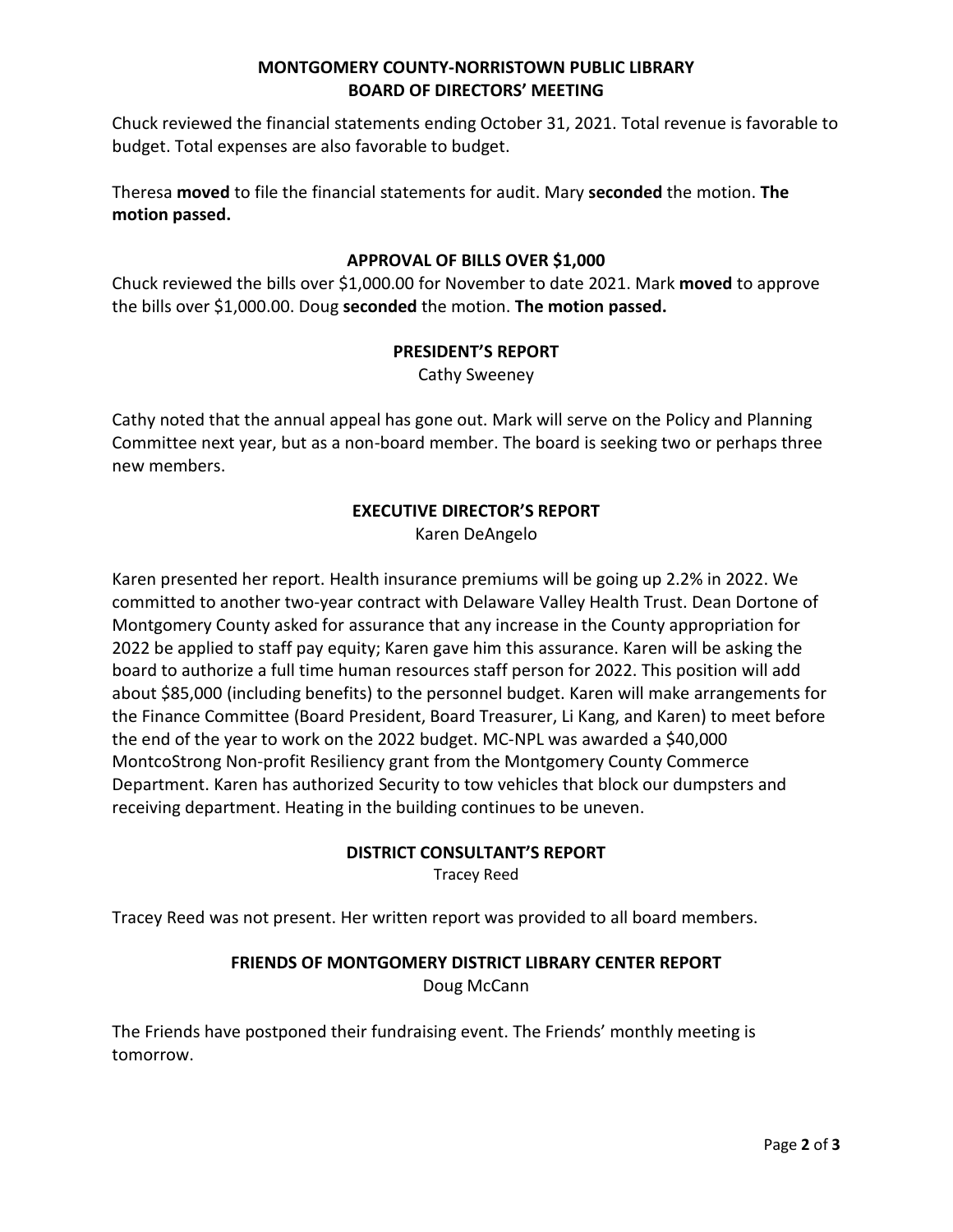**MONTGOMERY COUNTY-NORRISTOWN PUBLIC LIBRARY**
**BOARD OF DIRECTORS' MEETING**

Chuck reviewed the financial statements ending October 31, 2021. Total revenue is favorable to budget. Total expenses are also favorable to budget.

Theresa **moved** to file the financial statements for audit. Mary **seconded** the motion. **The motion passed.**

## APPROVAL OF BILLS OVER $1,000

Chuck reviewed the bills over $1,000.00 for November to date 2021. Mark **moved** to approve the bills over $1,000.00. Doug **seconded** the motion. **The motion passed.**

## PRESIDENT'S REPORT

Cathy Sweeney

Cathy noted that the annual appeal has gone out. Mark will serve on the Policy and Planning Committee next year, but as a non-board member. The board is seeking two or perhaps three new members.

## EXECUTIVE DIRECTOR'S REPORT

Karen DeAngelo

Karen presented her report. Health insurance premiums will be going up 2.2% in 2022. We committed to another two-year contract with Delaware Valley Health Trust. Dean Dortone of Montgomery County asked for assurance that any increase in the County appropriation for 2022 be applied to staff pay equity; Karen gave him this assurance. Karen will be asking the board to authorize a full time human resources staff person for 2022. This position will add about $85,000 (including benefits) to the personnel budget. Karen will make arrangements for the Finance Committee (Board President, Board Treasurer, Li Kang, and Karen) to meet before the end of the year to work on the 2022 budget. MC-NPL was awarded a $40,000 MontcoStrong Non-profit Resiliency grant from the Montgomery County Commerce Department. Karen has authorized Security to tow vehicles that block our dumpsters and receiving department. Heating in the building continues to be uneven.

## DISTRICT CONSULTANT'S REPORT

Tracey Reed

Tracey Reed was not present. Her written report was provided to all board members.

## FRIENDS OF MONTGOMERY DISTRICT LIBRARY CENTER REPORT

Doug McCann

The Friends have postponed their fundraising event. The Friends' monthly meeting is tomorrow.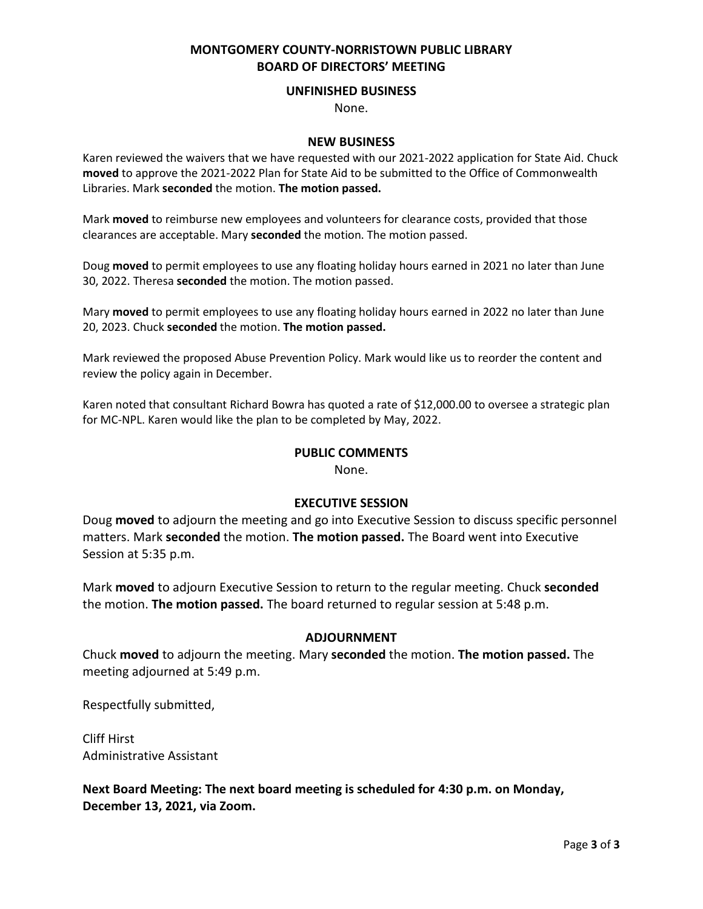**MONTGOMERY COUNTY-NORRISTOWN PUBLIC LIBRARY**
**BOARD OF DIRECTORS' MEETING**

## UNFINISHED BUSINESS

None.

## NEW BUSINESS

Karen reviewed the waivers that we have requested with our 2021-2022 application for State Aid. Chuck **moved** to approve the 2021-2022 Plan for State Aid to be submitted to the Office of Commonwealth Libraries. Mark **seconded** the motion. **The motion passed.**

Mark **moved** to reimburse new employees and volunteers for clearance costs, provided that those clearances are acceptable. Mary **seconded** the motion. The motion passed.

Doug **moved** to permit employees to use any floating holiday hours earned in 2021 no later than June 30, 2022. Theresa **seconded** the motion. The motion passed.

Mary **moved** to permit employees to use any floating holiday hours earned in 2022 no later than June 20, 2023. Chuck **seconded** the motion. **The motion passed.**

Mark reviewed the proposed Abuse Prevention Policy. Mark would like us to reorder the content and review the policy again in December.

Karen noted that consultant Richard Bowra has quoted a rate of $12,000.00 to oversee a strategic plan for MC-NPL. Karen would like the plan to be completed by May, 2022.

## PUBLIC COMMENTS

None.

## EXECUTIVE SESSION

Doug **moved** to adjourn the meeting and go into Executive Session to discuss specific personnel matters. Mark **seconded** the motion. **The motion passed.** The Board went into Executive Session at 5:35 p.m.

Mark **moved** to adjourn Executive Session to return to the regular meeting. Chuck **seconded** the motion. **The motion passed.** The board returned to regular session at 5:48 p.m.

## ADJOURNMENT

Chuck **moved** to adjourn the meeting. Mary **seconded** the motion. **The motion passed.** The meeting adjourned at 5:49 p.m.

Respectfully submitted,

Cliff Hirst
Administrative Assistant

**Next Board Meeting: The next board meeting is scheduled for 4:30 p.m. on Monday, December 13, 2021, via Zoom.**